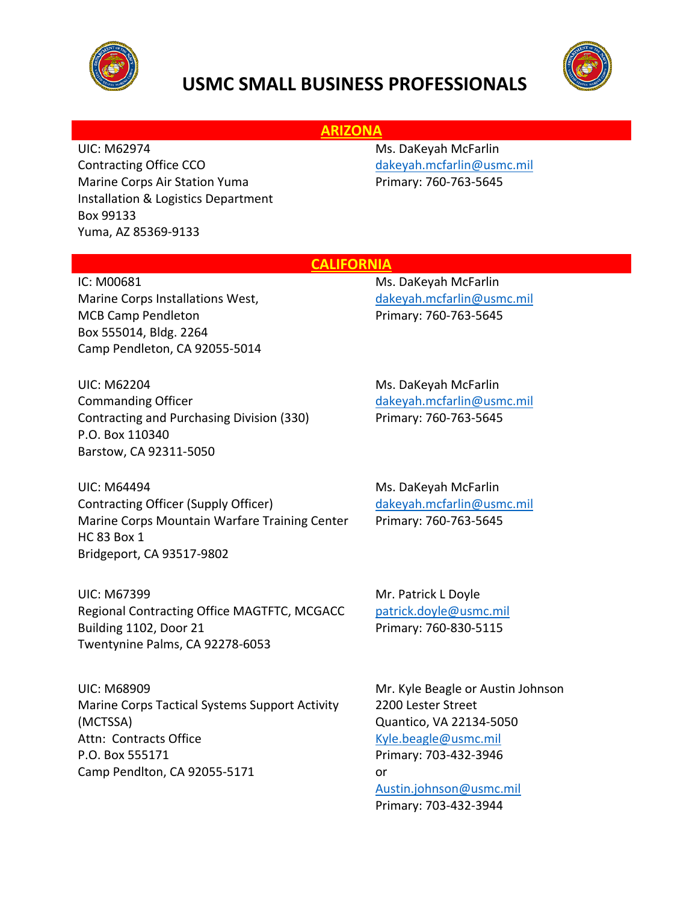# USMC SMALL BUSINESS PROFESSIONALS

## ARIZONA

UIC: M62974
Contracting Office CCO
Marine Corps Air Station Yuma
Installation & Logistics Department
Box 99133
Yuma, AZ 85369-9133

Ms. DaKeyah McFarlin
dakeyah.mcfarlin@usmc.mil
Primary: 760-763-5645

## CALIFORNIA

IC: M00681
Marine Corps Installations West,
MCB Camp Pendleton
Box 555014, Bldg. 2264
Camp Pendleton, CA 92055-5014

Ms. DaKeyah McFarlin
dakeyah.mcfarlin@usmc.mil
Primary: 760-763-5645

UIC: M62204
Commanding Officer
Contracting and Purchasing Division (330)
P.O. Box 110340
Barstow, CA 92311-5050

Ms. DaKeyah McFarlin
dakeyah.mcfarlin@usmc.mil
Primary: 760-763-5645

UIC: M64494
Contracting Officer (Supply Officer)
Marine Corps Mountain Warfare Training Center
HC 83 Box 1
Bridgeport, CA 93517-9802

Ms. DaKeyah McFarlin
dakeyah.mcfarlin@usmc.mil
Primary: 760-763-5645

UIC: M67399
Regional Contracting Office MAGTFTC, MCGACC
Building 1102, Door 21
Twentynine Palms, CA 92278-6053

Mr. Patrick L Doyle
patrick.doyle@usmc.mil
Primary: 760-830-5115

UIC: M68909
Marine Corps Tactical Systems Support Activity (MCTSSA)
Attn: Contracts Office
P.O. Box 555171
Camp Pendlton, CA 92055-5171

Mr. Kyle Beagle or Austin Johnson
2200 Lester Street
Quantico, VA 22134-5050
Kyle.beagle@usmc.mil
Primary: 703-432-3946
or
Austin.johnson@usmc.mil
Primary: 703-432-3944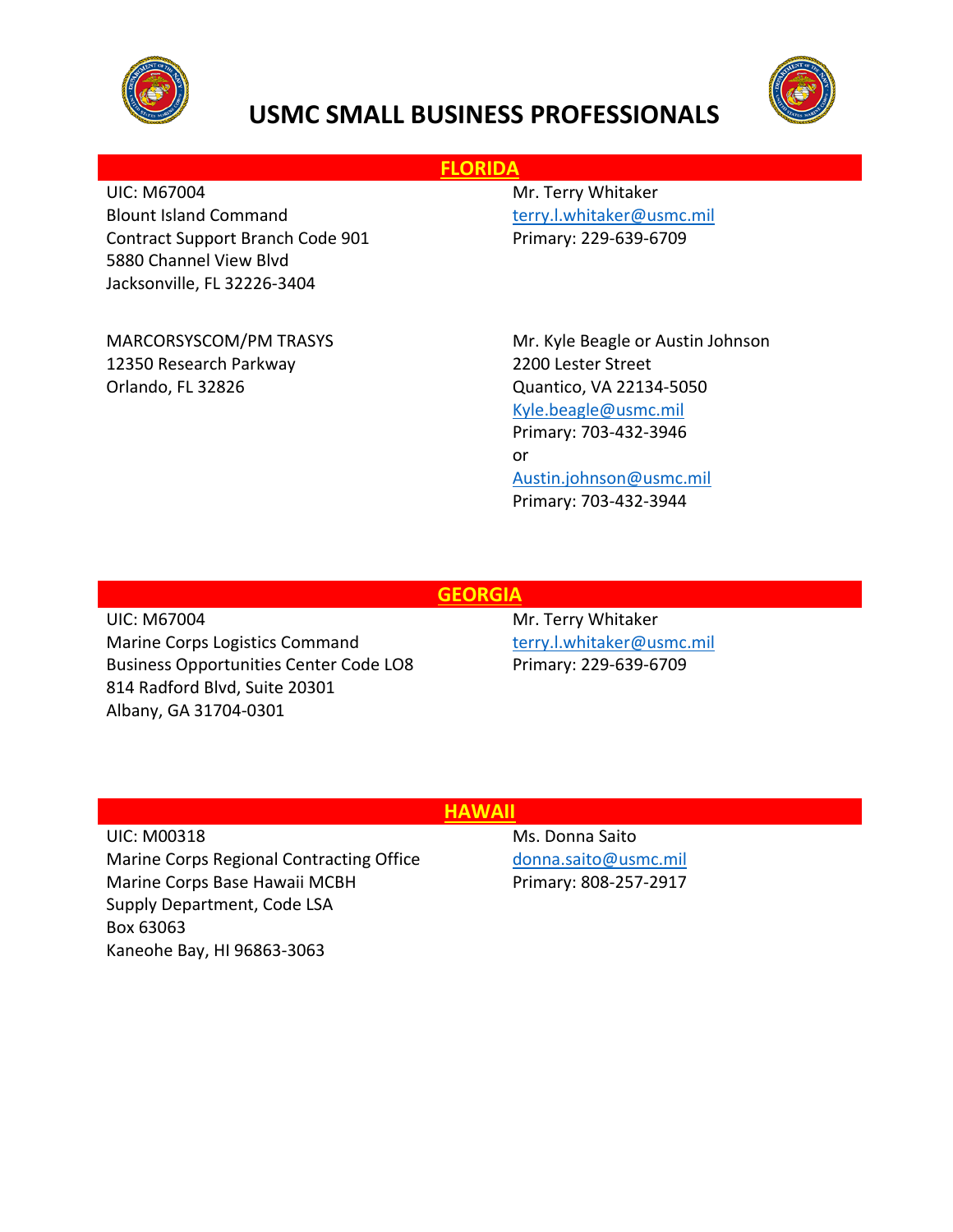# USMC SMALL BUSINESS PROFESSIONALS

## FLORIDA

UIC: M67004
Blount Island Command
Contract Support Branch Code 901
5880 Channel View Blvd
Jacksonville, FL 32226-3404

Mr. Terry Whitaker
terry.l.whitaker@usmc.mil
Primary: 229-639-6709

MARCORSYSCOM/PM TRASYS
12350 Research Parkway
Orlando, FL 32826

Mr. Kyle Beagle or Austin Johnson
2200 Lester Street
Quantico, VA 22134-5050
Kyle.beagle@usmc.mil
Primary: 703-432-3946
or
Austin.johnson@usmc.mil
Primary: 703-432-3944

## GEORGIA

UIC: M67004
Marine Corps Logistics Command
Business Opportunities Center Code LO8
814 Radford Blvd, Suite 20301
Albany, GA 31704-0301

Mr. Terry Whitaker
terry.l.whitaker@usmc.mil
Primary: 229-639-6709

## HAWAII

UIC: M00318
Marine Corps Regional Contracting Office
Marine Corps Base Hawaii MCBH
Supply Department, Code LSA
Box 63063
Kaneohe Bay, HI 96863-3063

Ms. Donna Saito
donna.saito@usmc.mil
Primary: 808-257-2917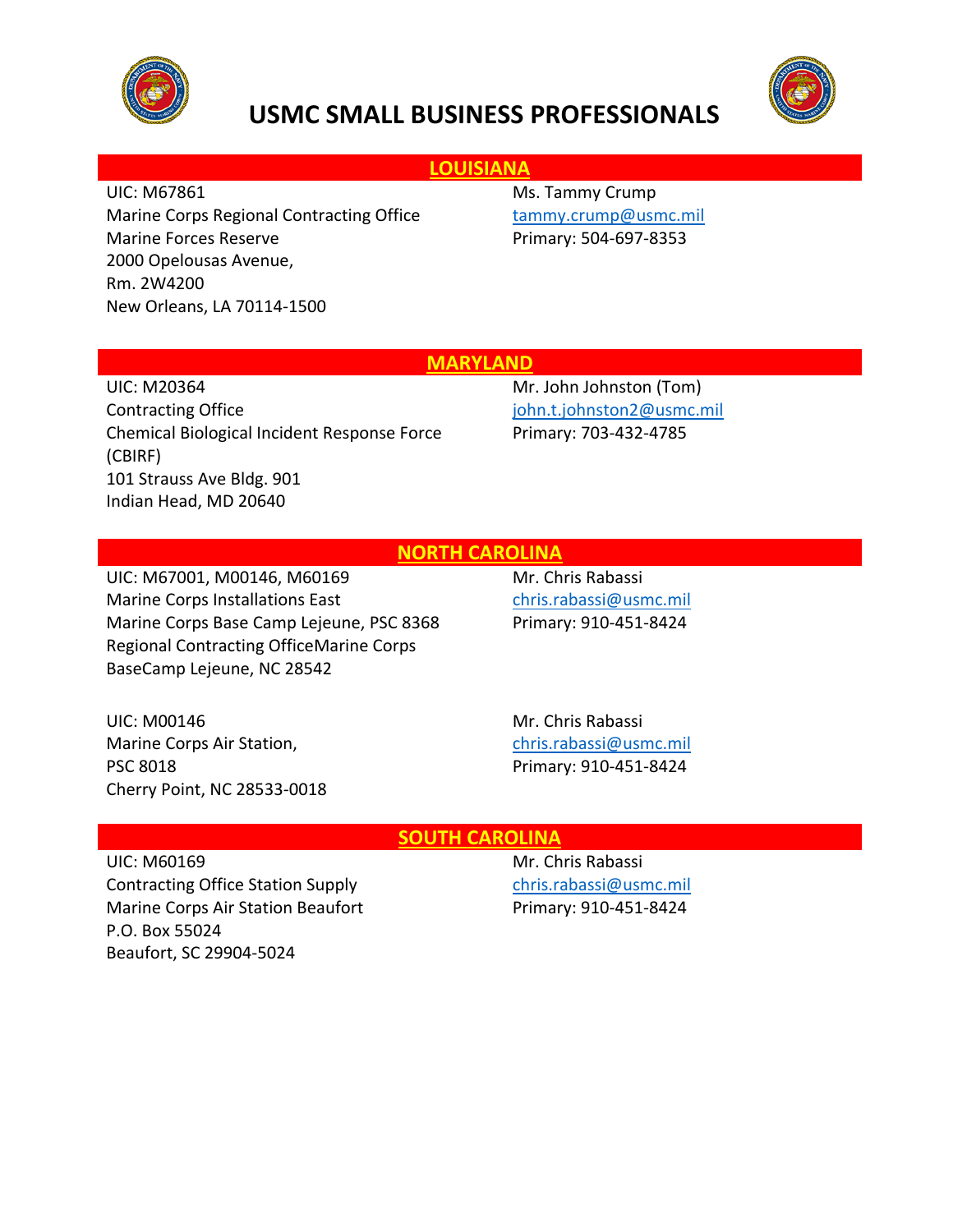# USMC SMALL BUSINESS PROFESSIONALS

## LOUISIANA

UIC: M67861
Marine Corps Regional Contracting Office
Marine Forces Reserve
2000 Opelousas Avenue,
Rm. 2W4200
New Orleans, LA 70114-1500

Ms. Tammy Crump
tammy.crump@usmc.mil
Primary: 504-697-8353

## MARYLAND

UIC: M20364
Contracting Office
Chemical Biological Incident Response Force (CBIRF)
101 Strauss Ave Bldg. 901
Indian Head, MD 20640

Mr. John Johnston (Tom)
john.t.johnston2@usmc.mil
Primary: 703-432-4785

## NORTH CAROLINA

UIC: M67001, M00146, M60169
Marine Corps Installations East
Marine Corps Base Camp Lejeune, PSC 8368
Regional Contracting OfficeMarine Corps BaseCamp Lejeune, NC 28542

Mr. Chris Rabassi
chris.rabassi@usmc.mil
Primary: 910-451-8424

UIC: M00146
Marine Corps Air Station,
PSC 8018
Cherry Point, NC 28533-0018

Mr. Chris Rabassi
chris.rabassi@usmc.mil
Primary: 910-451-8424

## SOUTH CAROLINA

UIC: M60169
Contracting Office Station Supply
Marine Corps Air Station Beaufort
P.O. Box 55024
Beaufort, SC 29904-5024

Mr. Chris Rabassi
chris.rabassi@usmc.mil
Primary: 910-451-8424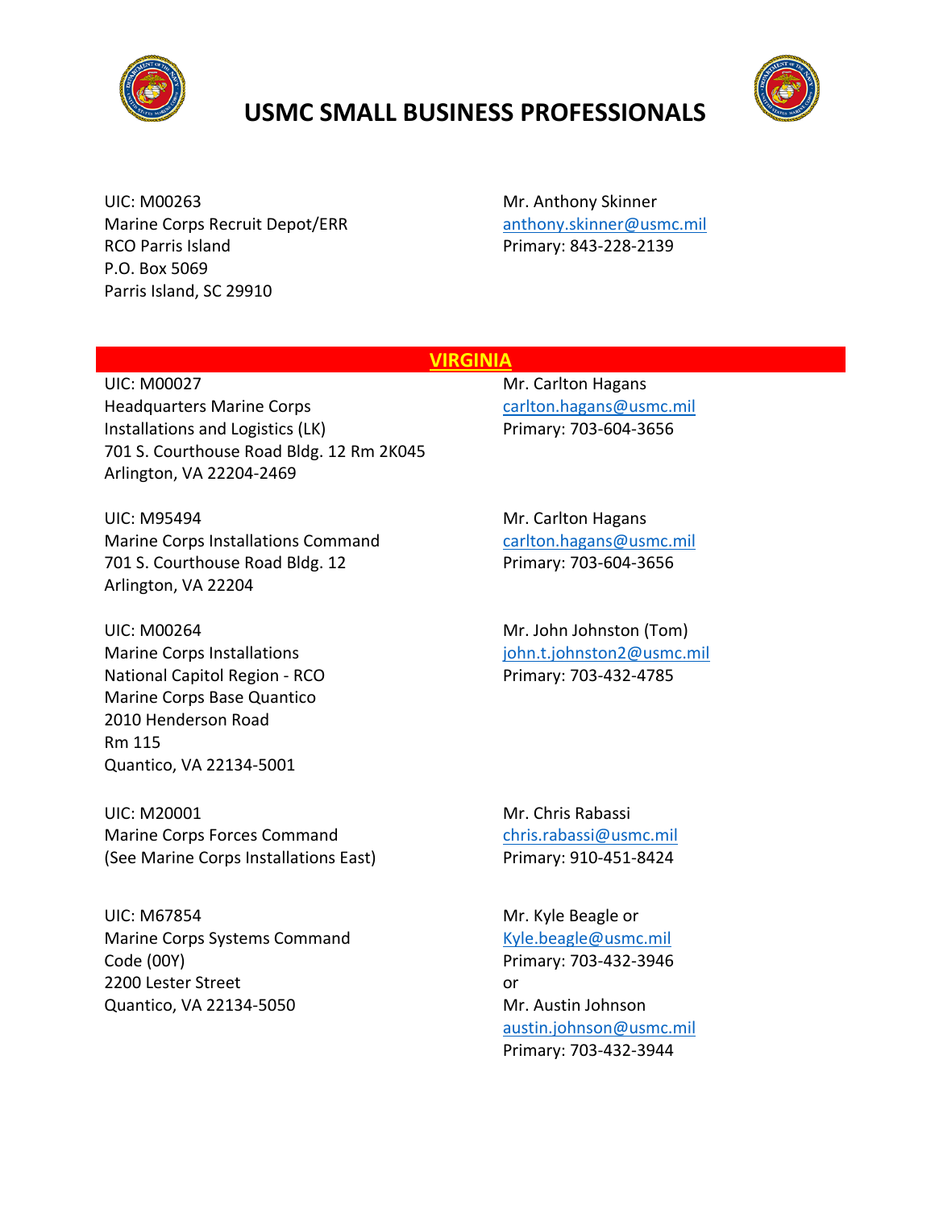# USMC SMALL BUSINESS PROFESSIONALS

| | |
|---|---|
| UIC: M00263<br>Marine Corps Recruit Depot/ERR<br>RCO Parris Island<br>P.O. Box 5069<br>Parris Island, SC 29910 | Mr. Anthony Skinner<br>anthony.skinner@usmc.mil<br>Primary: 843-228-2139 |

## VIRGINIA

| | |
|---|---|
| UIC: M00027<br>Headquarters Marine Corps<br>Installations and Logistics (LK)<br>701 S. Courthouse Road Bldg. 12 Rm 2K045<br>Arlington, VA 22204-2469 | Mr. Carlton Hagans<br>carlton.hagans@usmc.mil<br>Primary: 703-604-3656 |
| UIC: M95494<br>Marine Corps Installations Command<br>701 S. Courthouse Road Bldg. 12<br>Arlington, VA 22204 | Mr. Carlton Hagans<br>carlton.hagans@usmc.mil<br>Primary: 703-604-3656 |
| UIC: M00264<br>Marine Corps Installations<br>National Capitol Region - RCO<br>Marine Corps Base Quantico<br>2010 Henderson Road<br>Rm 115<br>Quantico, VA 22134-5001 | Mr. John Johnston (Tom)<br>john.t.johnston2@usmc.mil<br>Primary: 703-432-4785 |
| UIC: M20001<br>Marine Corps Forces Command<br>(See Marine Corps Installations East) | Mr. Chris Rabassi<br>chris.rabassi@usmc.mil<br>Primary: 910-451-8424 |
| UIC: M67854<br>Marine Corps Systems Command<br>Code (00Y)<br>2200 Lester Street<br>Quantico, VA 22134-5050 | Mr. Kyle Beagle or<br>Kyle.beagle@usmc.mil<br>Primary: 703-432-3946<br>or<br>Mr. Austin Johnson<br>austin.johnson@usmc.mil<br>Primary: 703-432-3944 |